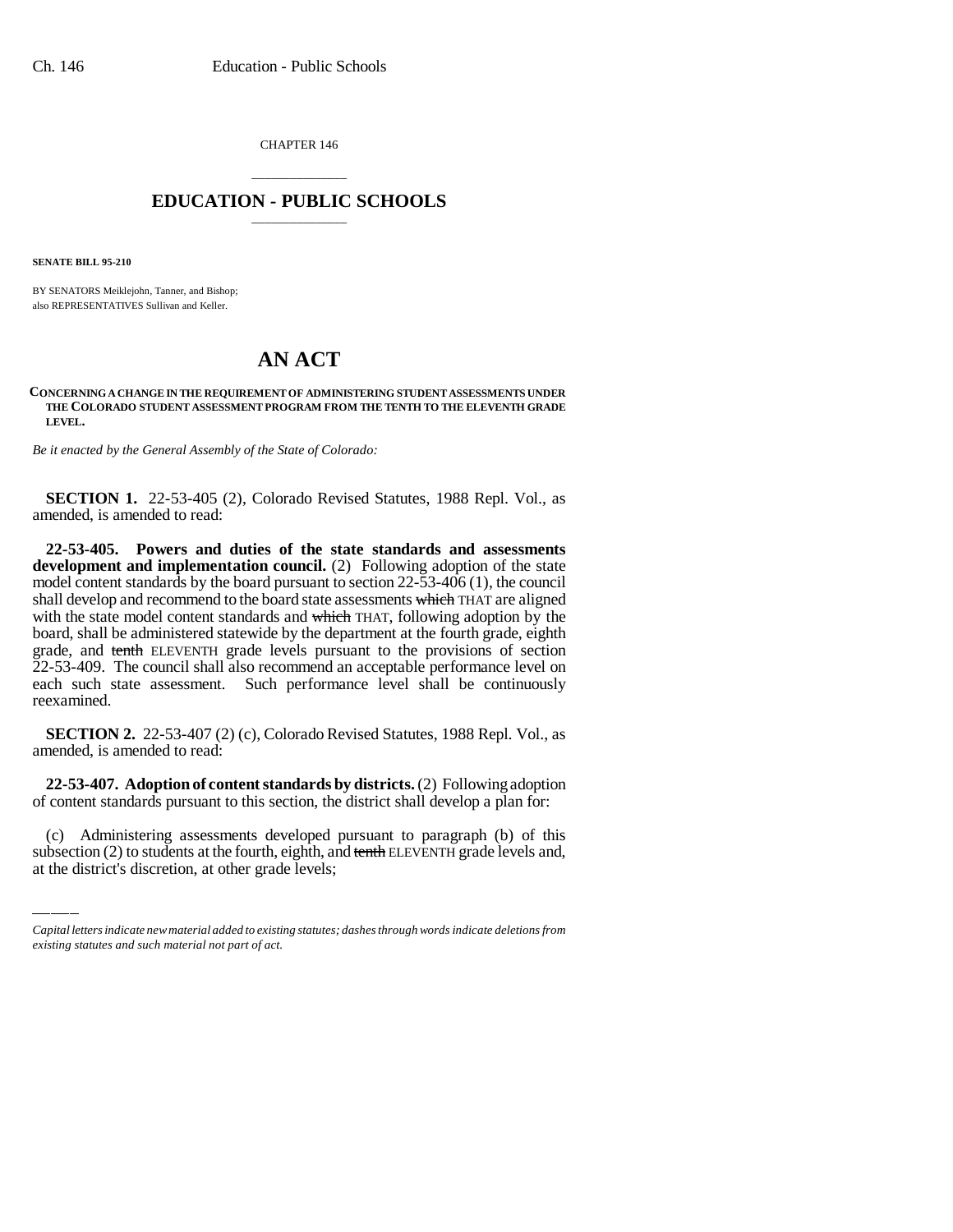CHAPTER 146

# EDUCATION - PUBLIC SCHOOLS

**SENATE BILL 95-210**

BY SENATORS Meiklejohn, Tanner, and Bishop;
also REPRESENTATIVES Sullivan and Keller.

# AN ACT

**CONCERNING A CHANGE IN THE REQUIREMENT OF ADMINISTERING STUDENT ASSESSMENTS UNDER THE COLORADO STUDENT ASSESSMENT PROGRAM FROM THE TENTH TO THE ELEVENTH GRADE LEVEL.**

*Be it enacted by the General Assembly of the State of Colorado:*

**SECTION 1.** 22-53-405 (2), Colorado Revised Statutes, 1988 Repl. Vol., as amended, is amended to read:

**22-53-405. Powers and duties of the state standards and assessments development and implementation council.** (2) Following adoption of the state model content standards by the board pursuant to section 22-53-406 (1), the council shall develop and recommend to the board state assessments ~~which~~ THAT are aligned with the state model content standards and ~~which~~ THAT, following adoption by the board, shall be administered statewide by the department at the fourth grade, eighth grade, and ~~tenth~~ ELEVENTH grade levels pursuant to the provisions of section 22-53-409. The council shall also recommend an acceptable performance level on each such state assessment. Such performance level shall be continuously reexamined.

**SECTION 2.** 22-53-407 (2) (c), Colorado Revised Statutes, 1988 Repl. Vol., as amended, is amended to read:

**22-53-407. Adoption of content standards by districts.** (2) Following adoption of content standards pursuant to this section, the district shall develop a plan for:

(c) Administering assessments developed pursuant to paragraph (b) of this subsection (2) to students at the fourth, eighth, and ~~tenth~~ ELEVENTH grade levels and, at the district's discretion, at other grade levels;

*Capital letters indicate new material added to existing statutes; dashes through words indicate deletions from existing statutes and such material not part of act.*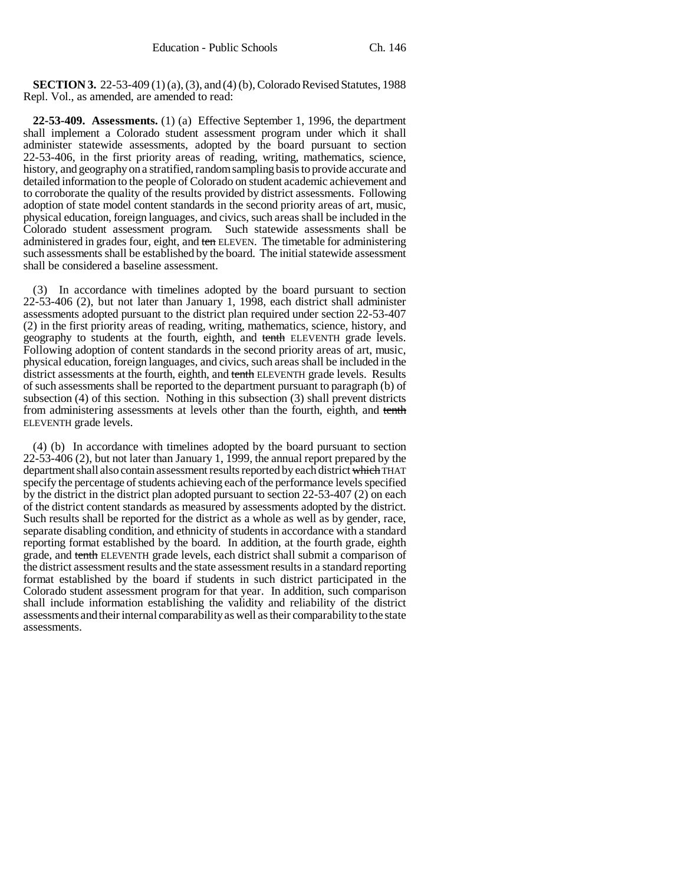**SECTION 3.** 22-53-409 (1) (a), (3), and (4) (b), Colorado Revised Statutes, 1988 Repl. Vol., as amended, are amended to read:

**22-53-409. Assessments.** (1) (a) Effective September 1, 1996, the department shall implement a Colorado student assessment program under which it shall administer statewide assessments, adopted by the board pursuant to section 22-53-406, in the first priority areas of reading, writing, mathematics, science, history, and geography on a stratified, random sampling basis to provide accurate and detailed information to the people of Colorado on student academic achievement and to corroborate the quality of the results provided by district assessments. Following adoption of state model content standards in the second priority areas of art, music, physical education, foreign languages, and civics, such areas shall be included in the Colorado student assessment program. Such statewide assessments shall be administered in grades four, eight, and ~~ten~~ ELEVEN. The timetable for administering such assessments shall be established by the board. The initial statewide assessment shall be considered a baseline assessment.

(3) In accordance with timelines adopted by the board pursuant to section 22-53-406 (2), but not later than January 1, 1998, each district shall administer assessments adopted pursuant to the district plan required under section 22-53-407 (2) in the first priority areas of reading, writing, mathematics, science, history, and geography to students at the fourth, eighth, and ~~tenth~~ ELEVENTH grade levels. Following adoption of content standards in the second priority areas of art, music, physical education, foreign languages, and civics, such areas shall be included in the district assessments at the fourth, eighth, and ~~tenth~~ ELEVENTH grade levels. Results of such assessments shall be reported to the department pursuant to paragraph (b) of subsection (4) of this section. Nothing in this subsection (3) shall prevent districts from administering assessments at levels other than the fourth, eighth, and ~~tenth~~ ELEVENTH grade levels.

(4) (b) In accordance with timelines adopted by the board pursuant to section 22-53-406 (2), but not later than January 1, 1999, the annual report prepared by the department shall also contain assessment results reported by each district ~~which~~ THAT specify the percentage of students achieving each of the performance levels specified by the district in the district plan adopted pursuant to section 22-53-407 (2) on each of the district content standards as measured by assessments adopted by the district. Such results shall be reported for the district as a whole as well as by gender, race, separate disabling condition, and ethnicity of students in accordance with a standard reporting format established by the board. In addition, at the fourth grade, eighth grade, and ~~tenth~~ ELEVENTH grade levels, each district shall submit a comparison of the district assessment results and the state assessment results in a standard reporting format established by the board if students in such district participated in the Colorado student assessment program for that year. In addition, such comparison shall include information establishing the validity and reliability of the district assessments and their internal comparability as well as their comparability to the state assessments.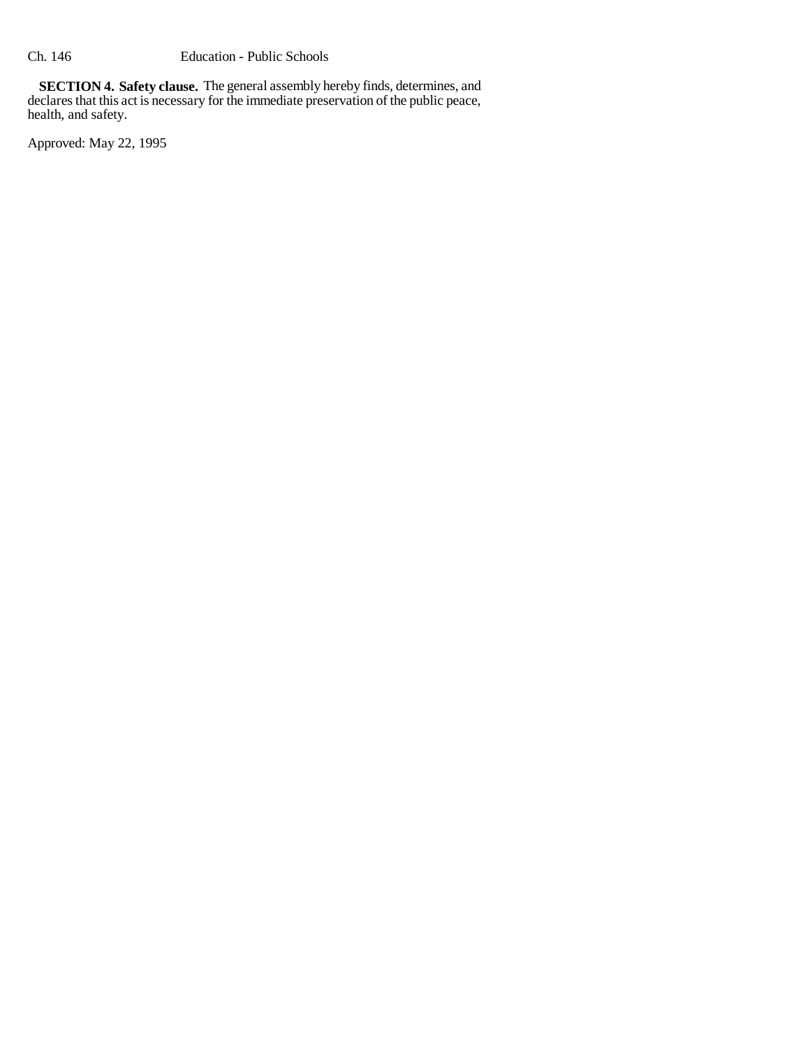**SECTION 4. Safety clause.** The general assembly hereby finds, determines, and declares that this act is necessary for the immediate preservation of the public peace, health, and safety.

Approved: May 22, 1995